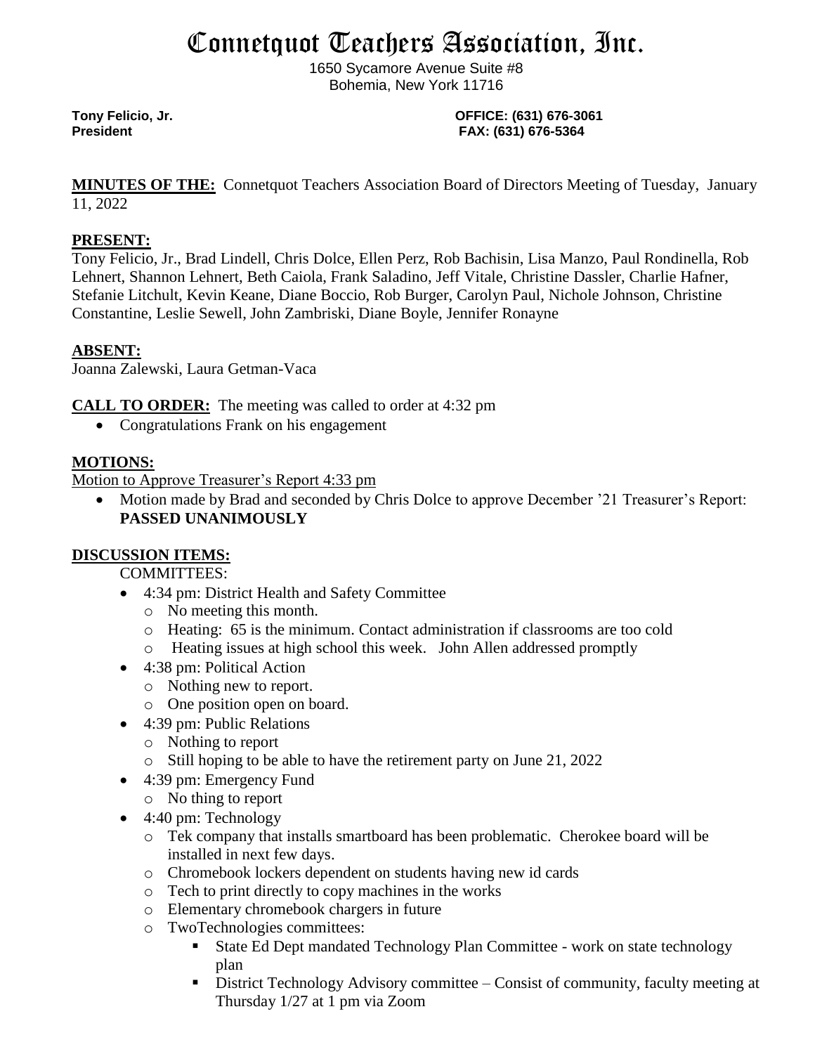# Connetquot Teachers Association, Inc.

1650 Sycamore Avenue Suite #8
Bohemia, New York 11716

**Tony Felicio, Jr.**
**President**

**OFFICE: (631) 676-3061**
**FAX: (631) 676-5364**

**MINUTES OF THE:** Connetquot Teachers Association Board of Directors Meeting of Tuesday, January 11, 2022

**PRESENT:**
Tony Felicio, Jr., Brad Lindell, Chris Dolce, Ellen Perz, Rob Bachisin, Lisa Manzo, Paul Rondinella, Rob Lehnert, Shannon Lehnert, Beth Caiola, Frank Saladino, Jeff Vitale, Christine Dassler, Charlie Hafner, Stefanie Litchult, Kevin Keane, Diane Boccio, Rob Burger, Carolyn Paul, Nichole Johnson, Christine Constantine, Leslie Sewell, John Zambriski, Diane Boyle, Jennifer Ronayne

**ABSENT:**
Joanna Zalewski, Laura Getman-Vaca

**CALL TO ORDER:** The meeting was called to order at 4:32 pm

- Congratulations Frank on his engagement

**MOTIONS:**

Motion to Approve Treasurer's Report 4:33 pm

- Motion made by Brad and seconded by Chris Dolce to approve December '21 Treasurer's Report: **PASSED UNANIMOUSLY**

**DISCUSSION ITEMS:**

COMMITTEES:

- 4:34 pm: District Health and Safety Committee
  - No meeting this month.
  - Heating: 65 is the minimum. Contact administration if classrooms are too cold
  - Heating issues at high school this week. John Allen addressed promptly
- 4:38 pm: Political Action
  - Nothing new to report.
  - One position open on board.
- 4:39 pm: Public Relations
  - Nothing to report
  - Still hoping to be able to have the retirement party on June 21, 2022
- 4:39 pm: Emergency Fund
  - No thing to report
- 4:40 pm: Technology
  - Tek company that installs smartboard has been problematic. Cherokee board will be installed in next few days.
  - Chromebook lockers dependent on students having new id cards
  - Tech to print directly to copy machines in the works
  - Elementary chromebook chargers in future
  - TwoTechnologies committees:
    - State Ed Dept mandated Technology Plan Committee - work on state technology plan
    - District Technology Advisory committee – Consist of community, faculty meeting at Thursday 1/27 at 1 pm via Zoom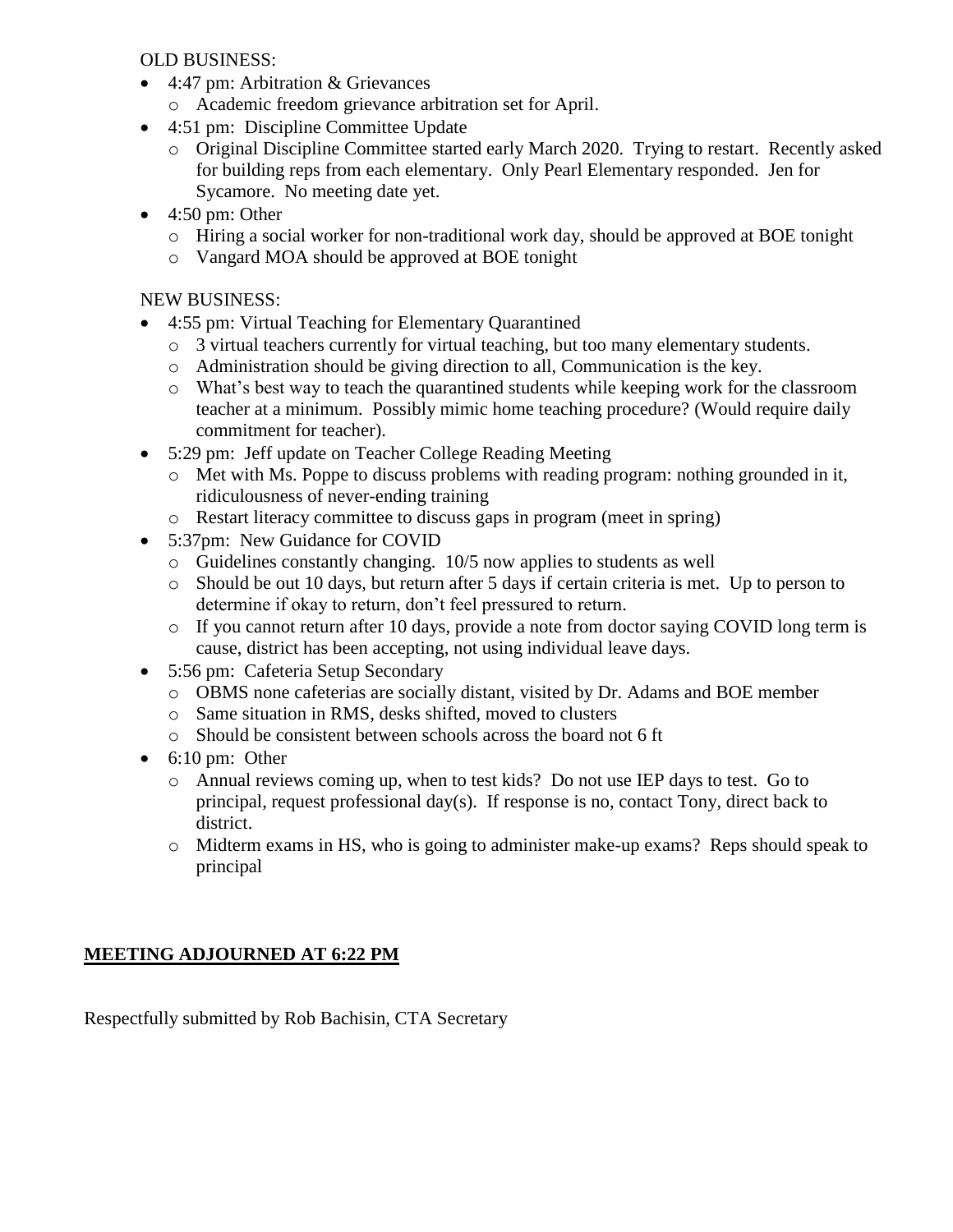OLD BUSINESS:

- 4:47 pm: Arbitration & Grievances
  - Academic freedom grievance arbitration set for April.
- 4:51 pm: Discipline Committee Update
  - Original Discipline Committee started early March 2020. Trying to restart. Recently asked for building reps from each elementary. Only Pearl Elementary responded. Jen for Sycamore. No meeting date yet.
- 4:50 pm: Other
  - Hiring a social worker for non-traditional work day, should be approved at BOE tonight
  - Vangard MOA should be approved at BOE tonight

NEW BUSINESS:

- 4:55 pm: Virtual Teaching for Elementary Quarantined
  - 3 virtual teachers currently for virtual teaching, but too many elementary students.
  - Administration should be giving direction to all, Communication is the key.
  - What's best way to teach the quarantined students while keeping work for the classroom teacher at a minimum. Possibly mimic home teaching procedure? (Would require daily commitment for teacher).
- 5:29 pm: Jeff update on Teacher College Reading Meeting
  - Met with Ms. Poppe to discuss problems with reading program: nothing grounded in it, ridiculousness of never-ending training
  - Restart literacy committee to discuss gaps in program (meet in spring)
- 5:37pm: New Guidance for COVID
  - Guidelines constantly changing. 10/5 now applies to students as well
  - Should be out 10 days, but return after 5 days if certain criteria is met. Up to person to determine if okay to return, don't feel pressured to return.
  - If you cannot return after 10 days, provide a note from doctor saying COVID long term is cause, district has been accepting, not using individual leave days.
- 5:56 pm: Cafeteria Setup Secondary
  - OBMS none cafeterias are socially distant, visited by Dr. Adams and BOE member
  - Same situation in RMS, desks shifted, moved to clusters
  - Should be consistent between schools across the board not 6 ft
- 6:10 pm: Other
  - Annual reviews coming up, when to test kids? Do not use IEP days to test. Go to principal, request professional day(s). If response is no, contact Tony, direct back to district.
  - Midterm exams in HS, who is going to administer make-up exams? Reps should speak to principal

**<u>MEETING ADJOURNED AT 6:22 PM</u>**

Respectfully submitted by Rob Bachisin, CTA Secretary